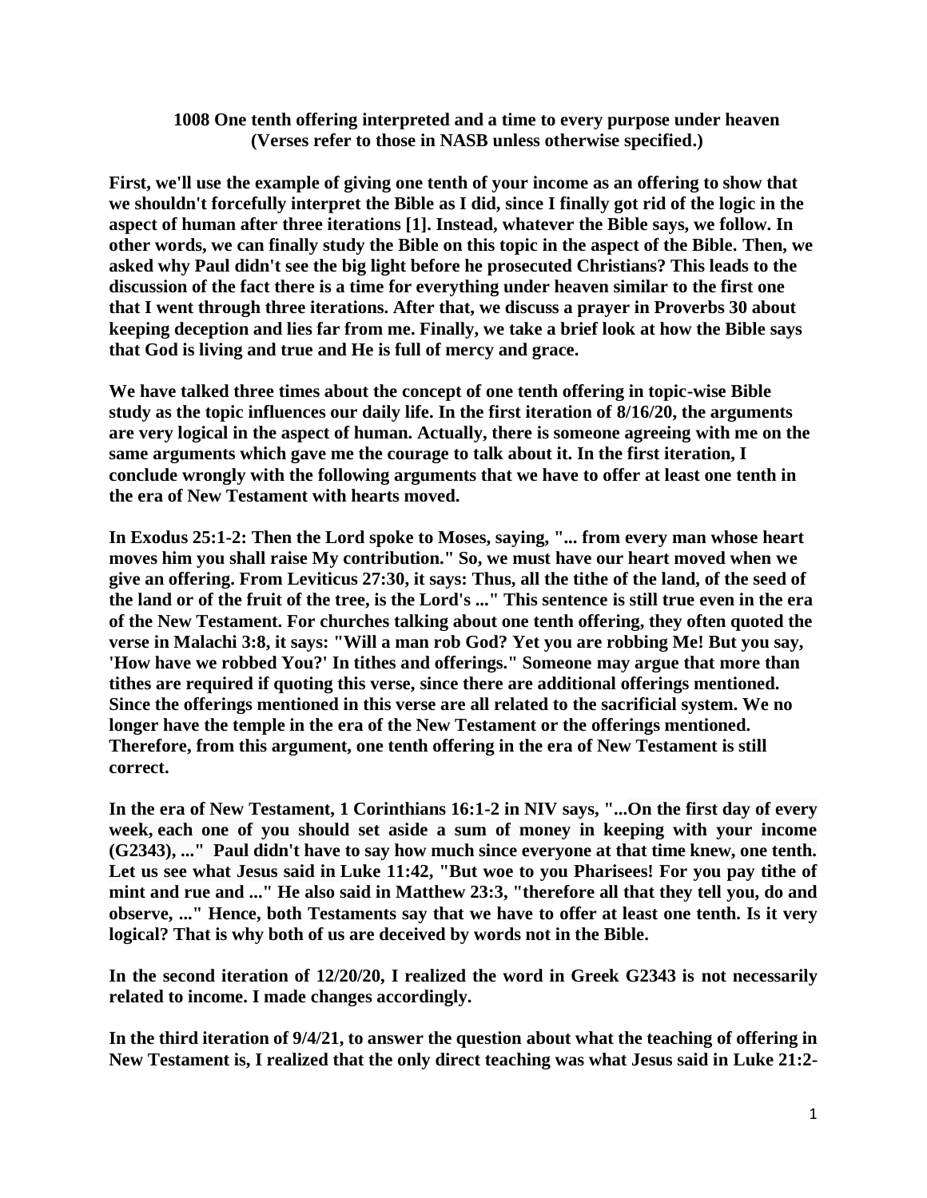**1008 One tenth offering interpreted and a time to every purpose under heaven (Verses refer to those in NASB unless otherwise specified.)**

**First, we'll use the example of giving one tenth of your income as an offering to show that we shouldn't forcefully interpret the Bible as I did, since I finally got rid of the logic in the aspect of human after three iterations [1]. Instead, whatever the Bible says, we follow. In other words, we can finally study the Bible on this topic in the aspect of the Bible. Then, we asked why Paul didn't see the big light before he prosecuted Christians? This leads to the discussion of the fact there is a time for everything under heaven similar to the first one that I went through three iterations. After that, we discuss a prayer in Proverbs 30 about keeping deception and lies far from me. Finally, we take a brief look at how the Bible says that God is living and true and He is full of mercy and grace.**

**We have talked three times about the concept of one tenth offering in topic-wise Bible study as the topic influences our daily life. In the first iteration of 8/16/20, the arguments are very logical in the aspect of human. Actually, there is someone agreeing with me on the same arguments which gave me the courage to talk about it. In the first iteration, I conclude wrongly with the following arguments that we have to offer at least one tenth in the era of New Testament with hearts moved.**

**In Exodus 25:1-2: Then the Lord spoke to Moses, saying, "... from every man whose heart moves him you shall raise My contribution." So, we must have our heart moved when we give an offering. From Leviticus 27:30, it says: Thus, all the tithe of the land, of the seed of the land or of the fruit of the tree, is the Lord's ..." This sentence is still true even in the era of the New Testament. For churches talking about one tenth offering, they often quoted the verse in Malachi 3:8, it says: "Will a man rob God? Yet you are robbing Me! But you say, 'How have we robbed You?' In tithes and offerings." Someone may argue that more than tithes are required if quoting this verse, since there are additional offerings mentioned. Since the offerings mentioned in this verse are all related to the sacrificial system. We no longer have the temple in the era of the New Testament or the offerings mentioned. Therefore, from this argument, one tenth offering in the era of New Testament is still correct.**

**In the era of New Testament, 1 Corinthians 16:1-2 in NIV says, "...On the first day of every week, each one of you should set aside a sum of money in keeping with your income (G2343), ..." Paul didn't have to say how much since everyone at that time knew, one tenth. Let us see what Jesus said in Luke 11:42, "But woe to you Pharisees! For you pay tithe of mint and rue and ..." He also said in Matthew 23:3, "therefore all that they tell you, do and observe, ..." Hence, both Testaments say that we have to offer at least one tenth. Is it very logical? That is why both of us are deceived by words not in the Bible.**

**In the second iteration of 12/20/20, I realized the word in Greek G2343 is not necessarily related to income. I made changes accordingly.**

**In the third iteration of 9/4/21, to answer the question about what the teaching of offering in New Testament is, I realized that the only direct teaching was what Jesus said in Luke 21:2-**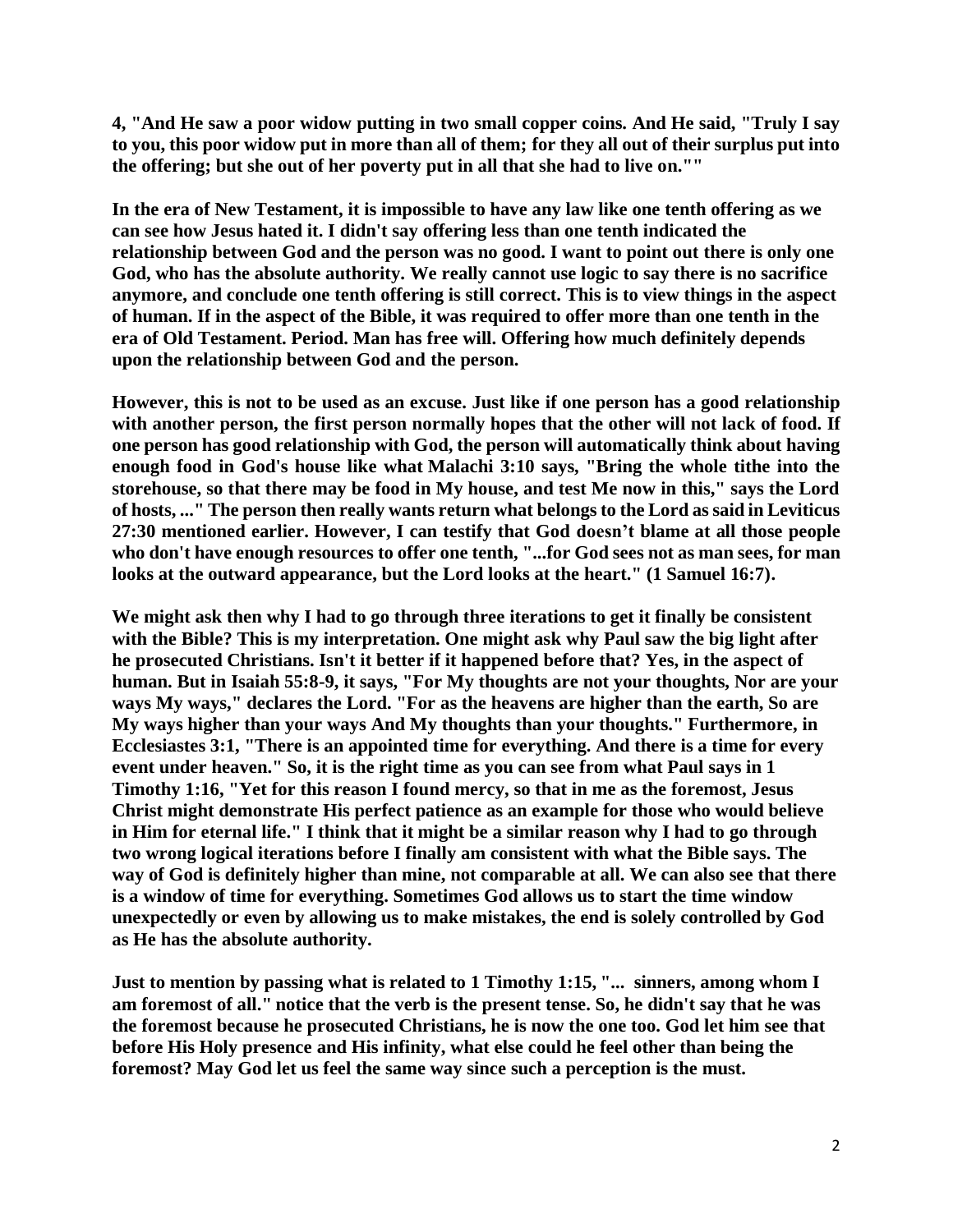**4, "And He saw a poor widow putting in two small copper coins. And He said, "Truly I say to you, this poor widow put in more than all of them; for they all out of their surplus put into the offering; but she out of her poverty put in all that she had to live on.""**

**In the era of New Testament, it is impossible to have any law like one tenth offering as we can see how Jesus hated it. I didn't say offering less than one tenth indicated the relationship between God and the person was no good. I want to point out there is only one God, who has the absolute authority. We really cannot use logic to say there is no sacrifice anymore, and conclude one tenth offering is still correct. This is to view things in the aspect of human. If in the aspect of the Bible, it was required to offer more than one tenth in the era of Old Testament. Period. Man has free will. Offering how much definitely depends upon the relationship between God and the person.**

**However, this is not to be used as an excuse. Just like if one person has a good relationship with another person, the first person normally hopes that the other will not lack of food. If one person has good relationship with God, the person will automatically think about having enough food in God's house like what Malachi 3:10 says, "Bring the whole tithe into the storehouse, so that there may be food in My house, and test Me now in this," says the Lord of hosts, ..." The person then really wants return what belongs to the Lord as said in Leviticus 27:30 mentioned earlier. However, I can testify that God doesn't blame at all those people who don't have enough resources to offer one tenth, "...for God sees not as man sees, for man looks at the outward appearance, but the Lord looks at the heart." (1 Samuel 16:7).**

**We might ask then why I had to go through three iterations to get it finally be consistent with the Bible? This is my interpretation. One might ask why Paul saw the big light after he prosecuted Christians. Isn't it better if it happened before that? Yes, in the aspect of human. But in Isaiah 55:8-9, it says, "For My thoughts are not your thoughts, Nor are your ways My ways," declares the Lord. "For as the heavens are higher than the earth, So are My ways higher than your ways And My thoughts than your thoughts." Furthermore, in Ecclesiastes 3:1, "There is an appointed time for everything. And there is a time for every event under heaven." So, it is the right time as you can see from what Paul says in 1 Timothy 1:16, "Yet for this reason I found mercy, so that in me as the foremost, Jesus Christ might demonstrate His perfect patience as an example for those who would believe in Him for eternal life." I think that it might be a similar reason why I had to go through two wrong logical iterations before I finally am consistent with what the Bible says. The way of God is definitely higher than mine, not comparable at all. We can also see that there is a window of time for everything. Sometimes God allows us to start the time window unexpectedly or even by allowing us to make mistakes, the end is solely controlled by God as He has the absolute authority.**

**Just to mention by passing what is related to 1 Timothy 1:15, "... sinners, among whom I am foremost of all." notice that the verb is the present tense. So, he didn't say that he was the foremost because he prosecuted Christians, he is now the one too. God let him see that before His Holy presence and His infinity, what else could he feel other than being the foremost? May God let us feel the same way since such a perception is the must.**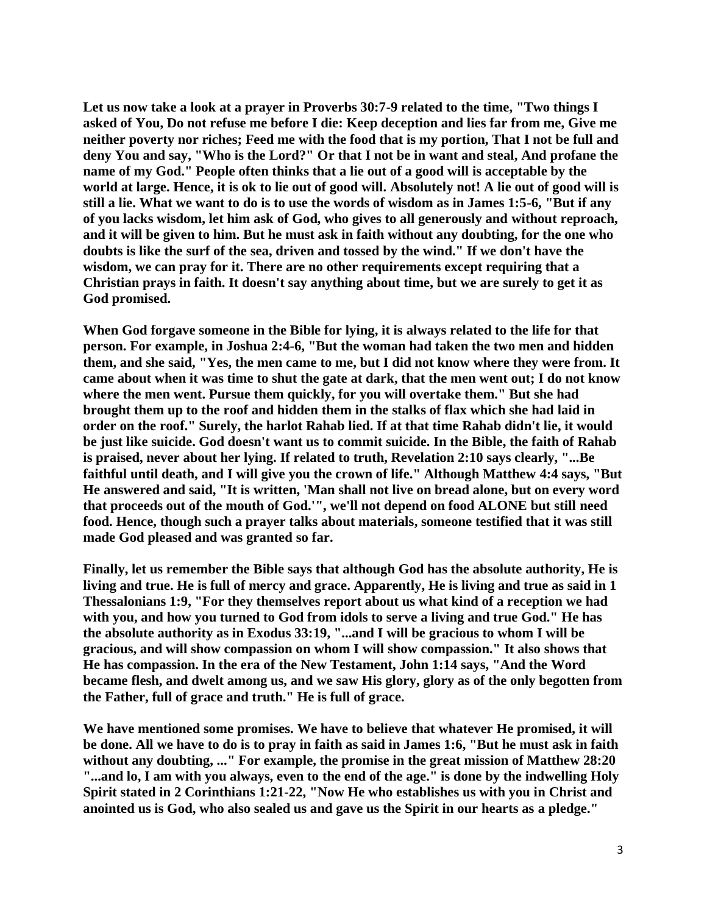**Let us now take a look at a prayer in Proverbs 30:7-9 related to the time, "Two things I asked of You, Do not refuse me before I die: Keep deception and lies far from me, Give me neither poverty nor riches; Feed me with the food that is my portion, That I not be full and deny You and say, "Who is the Lord?" Or that I not be in want and steal, And profane the name of my God." People often thinks that a lie out of a good will is acceptable by the world at large. Hence, it is ok to lie out of good will. Absolutely not! A lie out of good will is still a lie. What we want to do is to use the words of wisdom as in James 1:5-6, "But if any of you lacks wisdom, let him ask of God, who gives to all generously and without reproach, and it will be given to him. But he must ask in faith without any doubting, for the one who doubts is like the surf of the sea, driven and tossed by the wind." If we don't have the wisdom, we can pray for it. There are no other requirements except requiring that a Christian prays in faith. It doesn't say anything about time, but we are surely to get it as God promised.**

**When God forgave someone in the Bible for lying, it is always related to the life for that person. For example, in Joshua 2:4-6, "But the woman had taken the two men and hidden them, and she said, "Yes, the men came to me, but I did not know where they were from. It came about when it was time to shut the gate at dark, that the men went out; I do not know where the men went. Pursue them quickly, for you will overtake them." But she had brought them up to the roof and hidden them in the stalks of flax which she had laid in order on the roof." Surely, the harlot Rahab lied. If at that time Rahab didn't lie, it would be just like suicide. God doesn't want us to commit suicide. In the Bible, the faith of Rahab is praised, never about her lying. If related to truth, Revelation 2:10 says clearly, "...Be faithful until death, and I will give you the crown of life." Although Matthew 4:4 says, "But He answered and said, "It is written, 'Man shall not live on bread alone, but on every word that proceeds out of the mouth of God.'", we'll not depend on food ALONE but still need food. Hence, though such a prayer talks about materials, someone testified that it was still made God pleased and was granted so far.**

**Finally, let us remember the Bible says that although God has the absolute authority, He is living and true. He is full of mercy and grace. Apparently, He is living and true as said in 1 Thessalonians 1:9, "For they themselves report about us what kind of a reception we had with you, and how you turned to God from idols to serve a living and true God." He has the absolute authority as in Exodus 33:19, "...and I will be gracious to whom I will be gracious, and will show compassion on whom I will show compassion." It also shows that He has compassion. In the era of the New Testament, John 1:14 says, "And the Word became flesh, and dwelt among us, and we saw His glory, glory as of the only begotten from the Father, full of grace and truth." He is full of grace.**

**We have mentioned some promises. We have to believe that whatever He promised, it will be done. All we have to do is to pray in faith as said in James 1:6, "But he must ask in faith without any doubting, ..." For example, the promise in the great mission of Matthew 28:20 "...and lo, I am with you always, even to the end of the age." is done by the indwelling Holy Spirit stated in 2 Corinthians 1:21-22, "Now He who establishes us with you in Christ and anointed us is God, who also sealed us and gave us the Spirit in our hearts as a pledge."**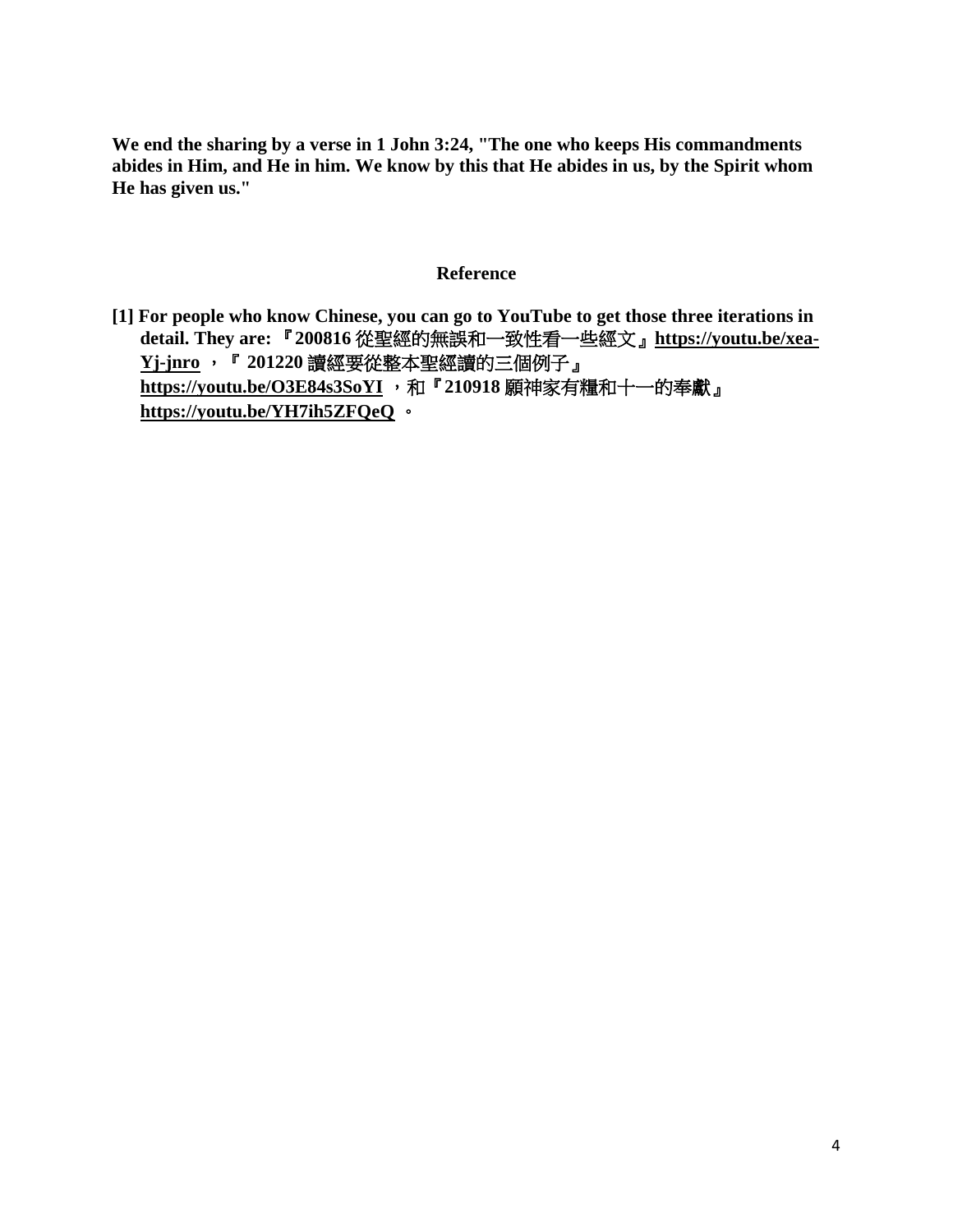**We end the sharing by a verse in 1 John 3:24, "The one who keeps His commandments abides in Him, and He in him. We know by this that He abides in us, by the Spirit whom He has given us."**

## Reference

**[1] For people who know Chinese, you can go to YouTube to get those three iterations in detail. They are: 『200816 從聖經的無誤和一致性看一些經文』https://youtu.be/xea-Yj-jnro ，『 201220 讀經要從整本聖經讀的三個例子』 https://youtu.be/O3E84s3SoYI ，和『210918 願神家有糧和十一的奉獻』 https://youtu.be/YH7ih5ZFQeQ 。**